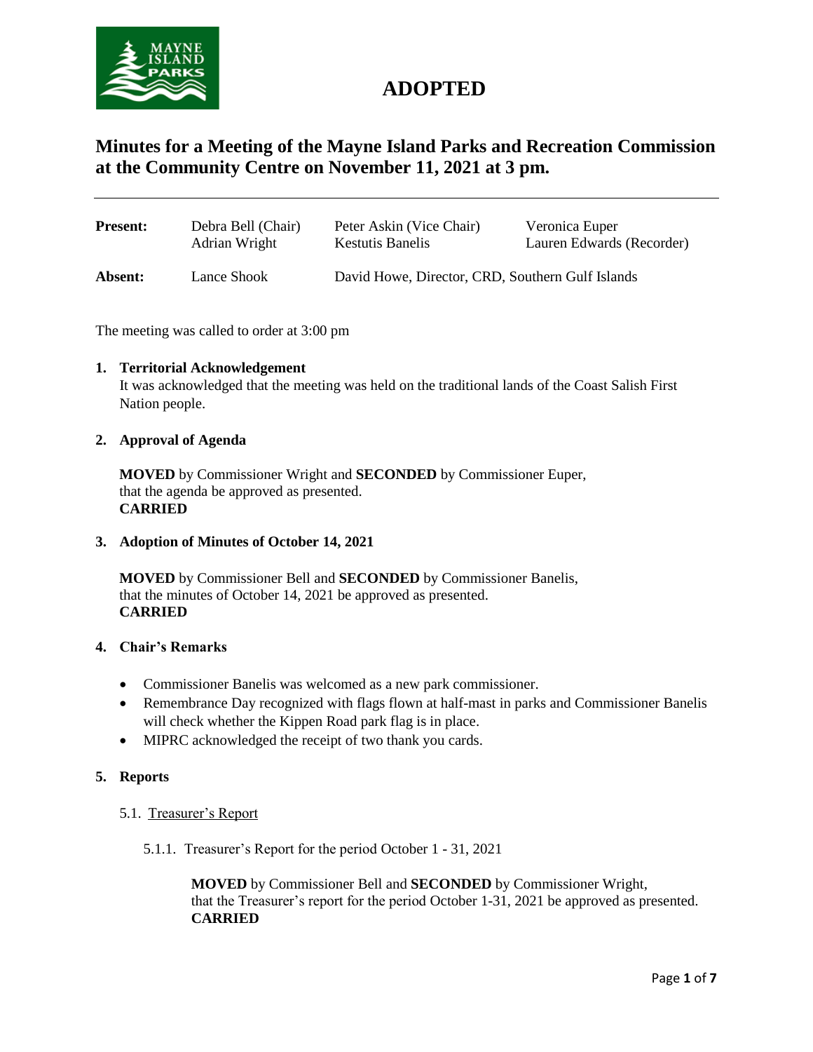# ADOPTED

## Minutes for a Meeting of the Mayne Island Parks and Recreation Commission at the Community Centre on November 11, 2021 at 3 pm.

| | | | |
|---|---|---|---|
| **Present:** | Debra Bell (Chair) | Peter Askin (Vice Chair) | Veronica Euper |
| | Adrian Wright | Kestutis Banelis | Lauren Edwards (Recorder) |
| **Absent:** | Lance Shook | David Howe, Director, CRD, Southern Gulf Islands | |

The meeting was called to order at 3:00 pm

**1. Territorial Acknowledgement**

It was acknowledged that the meeting was held on the traditional lands of the Coast Salish First Nation people.

**2. Approval of Agenda**

**MOVED** by Commissioner Wright and **SECONDED** by Commissioner Euper, that the agenda be approved as presented.
**CARRIED**

**3. Adoption of Minutes of October 14, 2021**

**MOVED** by Commissioner Bell and **SECONDED** by Commissioner Banelis, that the minutes of October 14, 2021 be approved as presented.
**CARRIED**

**4. Chair's Remarks**

- Commissioner Banelis was welcomed as a new park commissioner.
- Remembrance Day recognized with flags flown at half-mast in parks and Commissioner Banelis will check whether the Kippen Road park flag is in place.
- MIPRC acknowledged the receipt of two thank you cards.

**5. Reports**

5.1. Treasurer's Report

5.1.1. Treasurer's Report for the period October 1 - 31, 2021

**MOVED** by Commissioner Bell and **SECONDED** by Commissioner Wright, that the Treasurer's report for the period October 1-31, 2021 be approved as presented.
**CARRIED**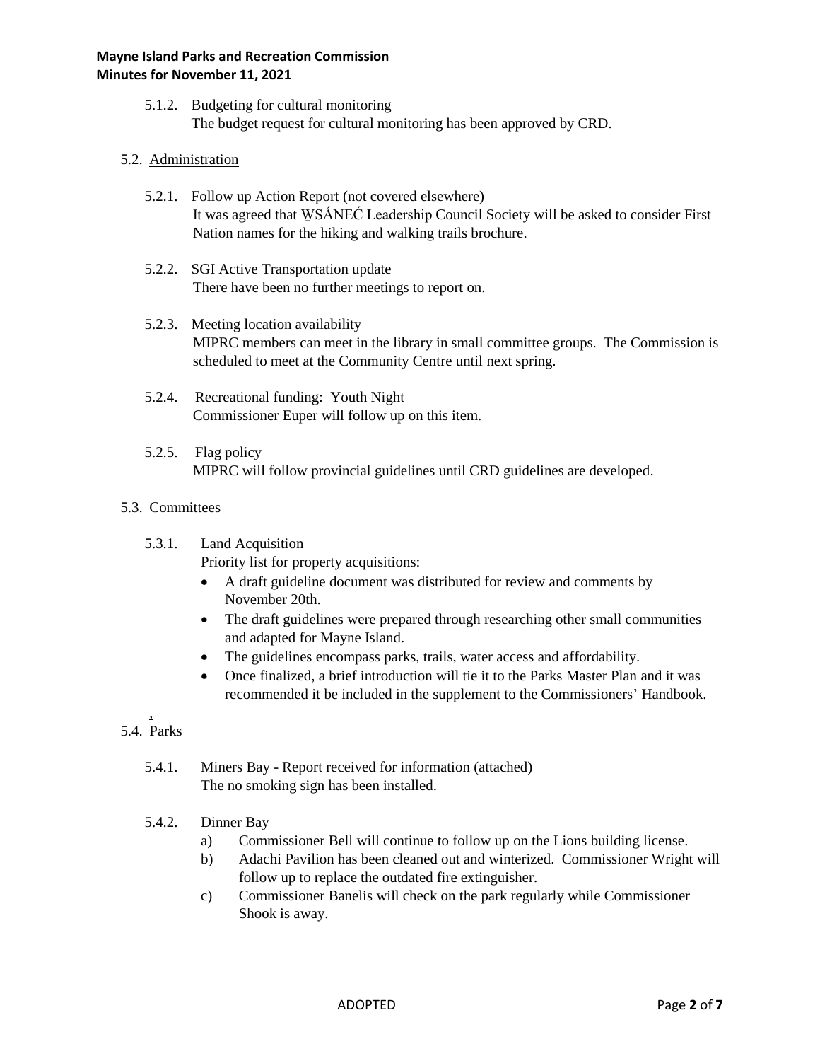5.1.2. Budgeting for cultural monitoring
The budget request for cultural monitoring has been approved by CRD.

5.2. Administration

5.2.1. Follow up Action Report (not covered elsewhere)
It was agreed that W̱SÁNEĆ Leadership Council Society will be asked to consider First Nation names for the hiking and walking trails brochure.

5.2.2. SGI Active Transportation update
There have been no further meetings to report on.

5.2.3. Meeting location availability
MIPRC members can meet in the library in small committee groups. The Commission is scheduled to meet at the Community Centre until next spring.

5.2.4. Recreational funding: Youth Night
Commissioner Euper will follow up on this item.

5.2.5. Flag policy
MIPRC will follow provincial guidelines until CRD guidelines are developed.

5.3. Committees

5.3.1. Land Acquisition
Priority list for property acquisitions:

- A draft guideline document was distributed for review and comments by November 20th.
- The draft guidelines were prepared through researching other small communities and adapted for Mayne Island.
- The guidelines encompass parks, trails, water access and affordability.
- Once finalized, a brief introduction will tie it to the Parks Master Plan and it was recommended it be included in the supplement to the Commissioners' Handbook.

5.4. Parks

5.4.1. Miners Bay - Report received for information (attached)
The no smoking sign has been installed.

5.4.2. Dinner Bay

a) Commissioner Bell will continue to follow up on the Lions building license.
b) Adachi Pavilion has been cleaned out and winterized. Commissioner Wright will follow up to replace the outdated fire extinguisher.
c) Commissioner Banelis will check on the park regularly while Commissioner Shook is away.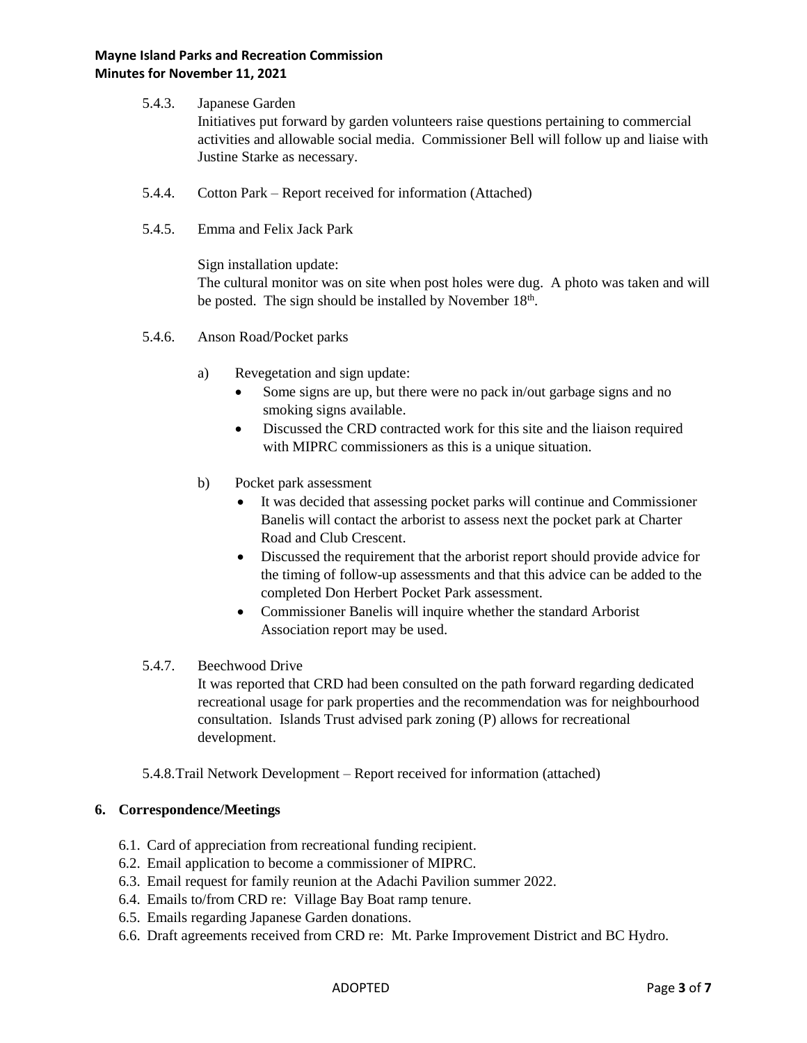5.4.3. Japanese Garden

Initiatives put forward by garden volunteers raise questions pertaining to commercial activities and allowable social media. Commissioner Bell will follow up and liaise with Justine Starke as necessary.

5.4.4. Cotton Park – Report received for information (Attached)

5.4.5. Emma and Felix Jack Park

Sign installation update:
The cultural monitor was on site when post holes were dug. A photo was taken and will be posted. The sign should be installed by November 18th.

5.4.6. Anson Road/Pocket parks

a) Revegetation and sign update:
- Some signs are up, but there were no pack in/out garbage signs and no smoking signs available.
- Discussed the CRD contracted work for this site and the liaison required with MIPRC commissioners as this is a unique situation.

b) Pocket park assessment
- It was decided that assessing pocket parks will continue and Commissioner Banelis will contact the arborist to assess next the pocket park at Charter Road and Club Crescent.
- Discussed the requirement that the arborist report should provide advice for the timing of follow-up assessments and that this advice can be added to the completed Don Herbert Pocket Park assessment.
- Commissioner Banelis will inquire whether the standard Arborist Association report may be used.

5.4.7. Beechwood Drive

It was reported that CRD had been consulted on the path forward regarding dedicated recreational usage for park properties and the recommendation was for neighbourhood consultation. Islands Trust advised park zoning (P) allows for recreational development.

5.4.8. Trail Network Development – Report received for information (attached)

## 6. Correspondence/Meetings

6.1. Card of appreciation from recreational funding recipient.
6.2. Email application to become a commissioner of MIPRC.
6.3. Email request for family reunion at the Adachi Pavilion summer 2022.
6.4. Emails to/from CRD re: Village Bay Boat ramp tenure.
6.5. Emails regarding Japanese Garden donations.
6.6. Draft agreements received from CRD re: Mt. Parke Improvement District and BC Hydro.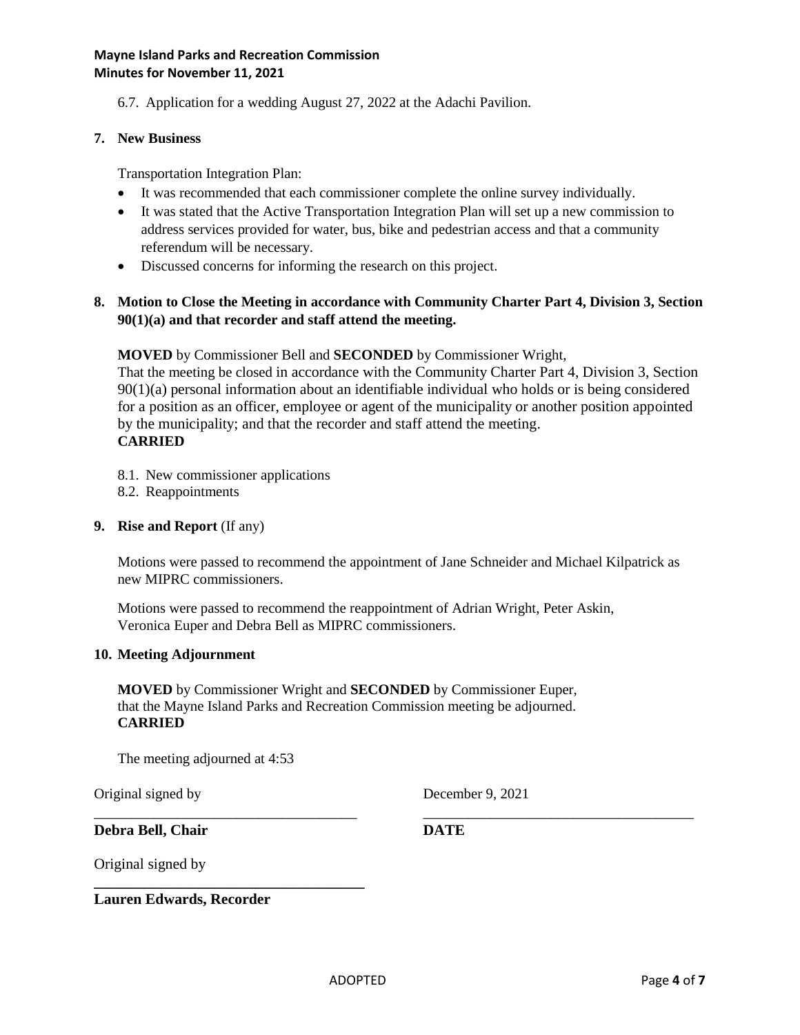6.7. Application for a wedding August 27, 2022 at the Adachi Pavilion.

**7. New Business**

Transportation Integration Plan:

- It was recommended that each commissioner complete the online survey individually.
- It was stated that the Active Transportation Integration Plan will set up a new commission to address services provided for water, bus, bike and pedestrian access and that a community referendum will be necessary.
- Discussed concerns for informing the research on this project.

**8. Motion to Close the Meeting in accordance with Community Charter Part 4, Division 3, Section 90(1)(a) and that recorder and staff attend the meeting.**

**MOVED** by Commissioner Bell and **SECONDED** by Commissioner Wright,
That the meeting be closed in accordance with the Community Charter Part 4, Division 3, Section 90(1)(a) personal information about an identifiable individual who holds or is being considered for a position as an officer, employee or agent of the municipality or another position appointed by the municipality; and that the recorder and staff attend the meeting.
**CARRIED**

8.1. New commissioner applications
8.2. Reappointments

**9. Rise and Report** (If any)

Motions were passed to recommend the appointment of Jane Schneider and Michael Kilpatrick as new MIPRC commissioners.

Motions were passed to recommend the reappointment of Adrian Wright, Peter Askin, Veronica Euper and Debra Bell as MIPRC commissioners.

**10. Meeting Adjournment**

**MOVED** by Commissioner Wright and **SECONDED** by Commissioner Euper,
that the Mayne Island Parks and Recreation Commission meeting be adjourned.
**CARRIED**

The meeting adjourned at 4:53

Original signed by ____________________ December 9, 2021 ____________________

**Debra Bell, Chair** **DATE**

Original signed by ____________________

**Lauren Edwards, Recorder**

ADOPTED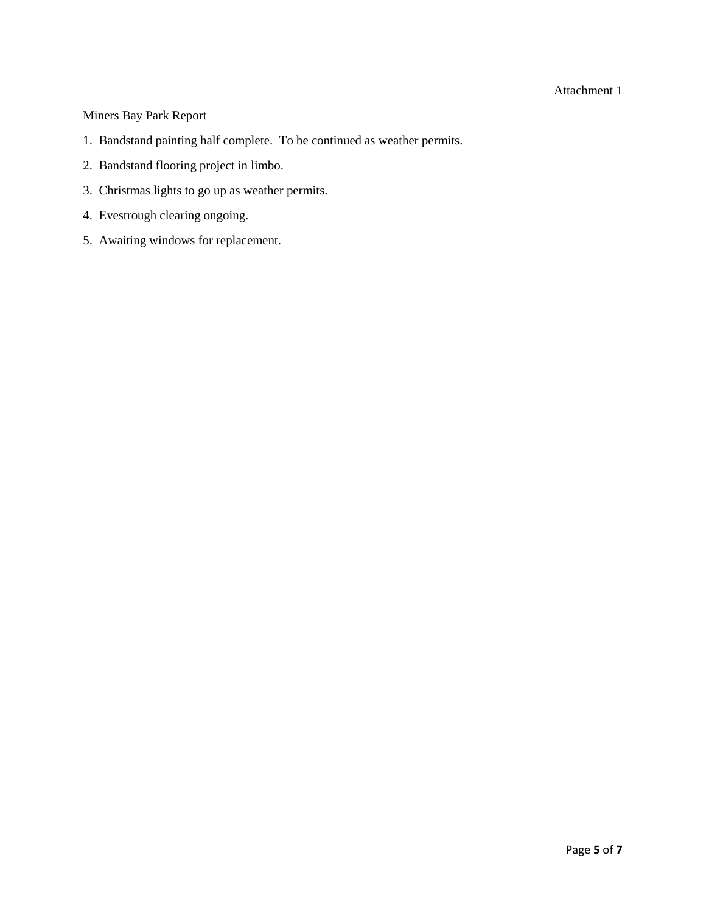Attachment 1

Miners Bay Park Report

1. Bandstand painting half complete. To be continued as weather permits.
2. Bandstand flooring project in limbo.
3. Christmas lights to go up as weather permits.
4. Evestrough clearing ongoing.
5. Awaiting windows for replacement.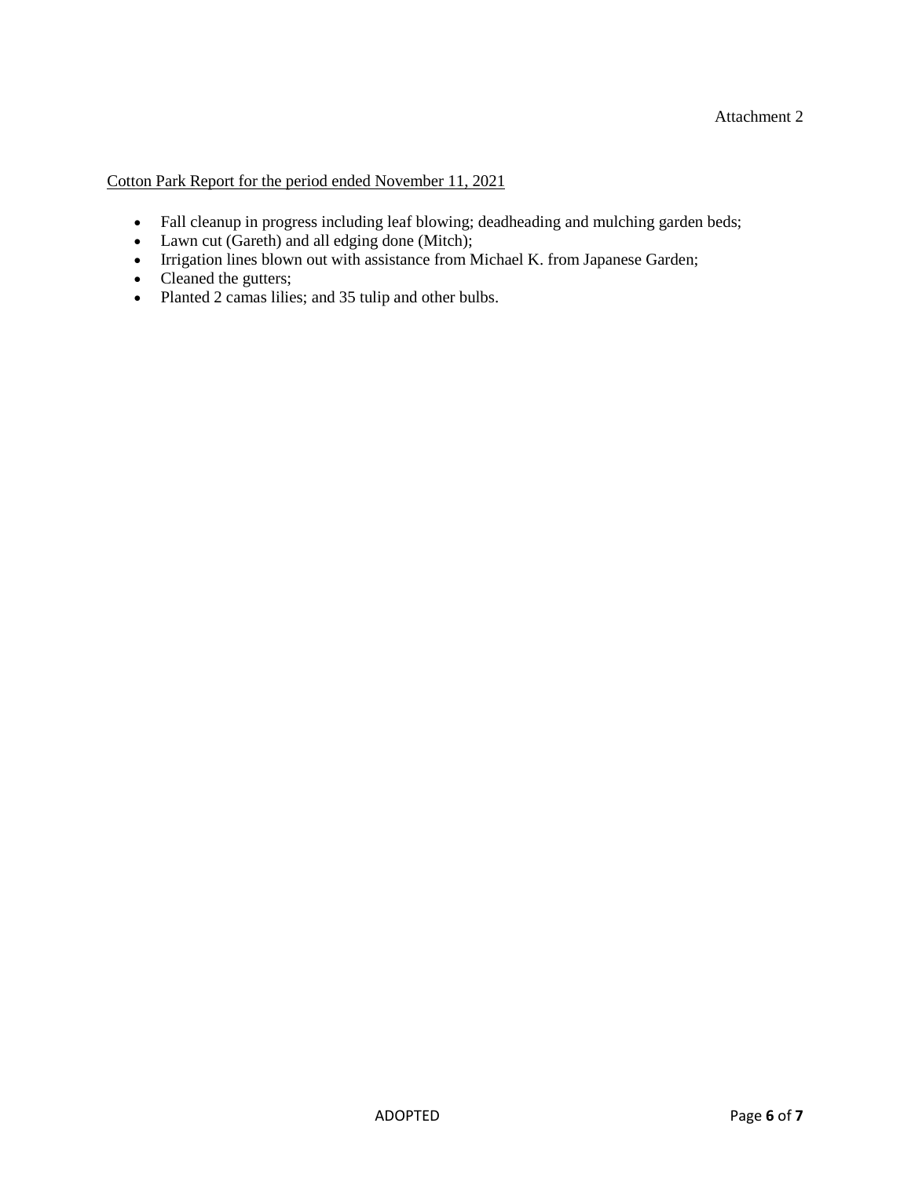Attachment 2

<u>Cotton Park Report for the period ended November 11, 2021</u>

- Fall cleanup in progress including leaf blowing; deadheading and mulching garden beds;
- Lawn cut (Gareth) and all edging done (Mitch);
- Irrigation lines blown out with assistance from Michael K. from Japanese Garden;
- Cleaned the gutters;
- Planted 2 camas lilies; and 35 tulip and other bulbs.

ADOPTED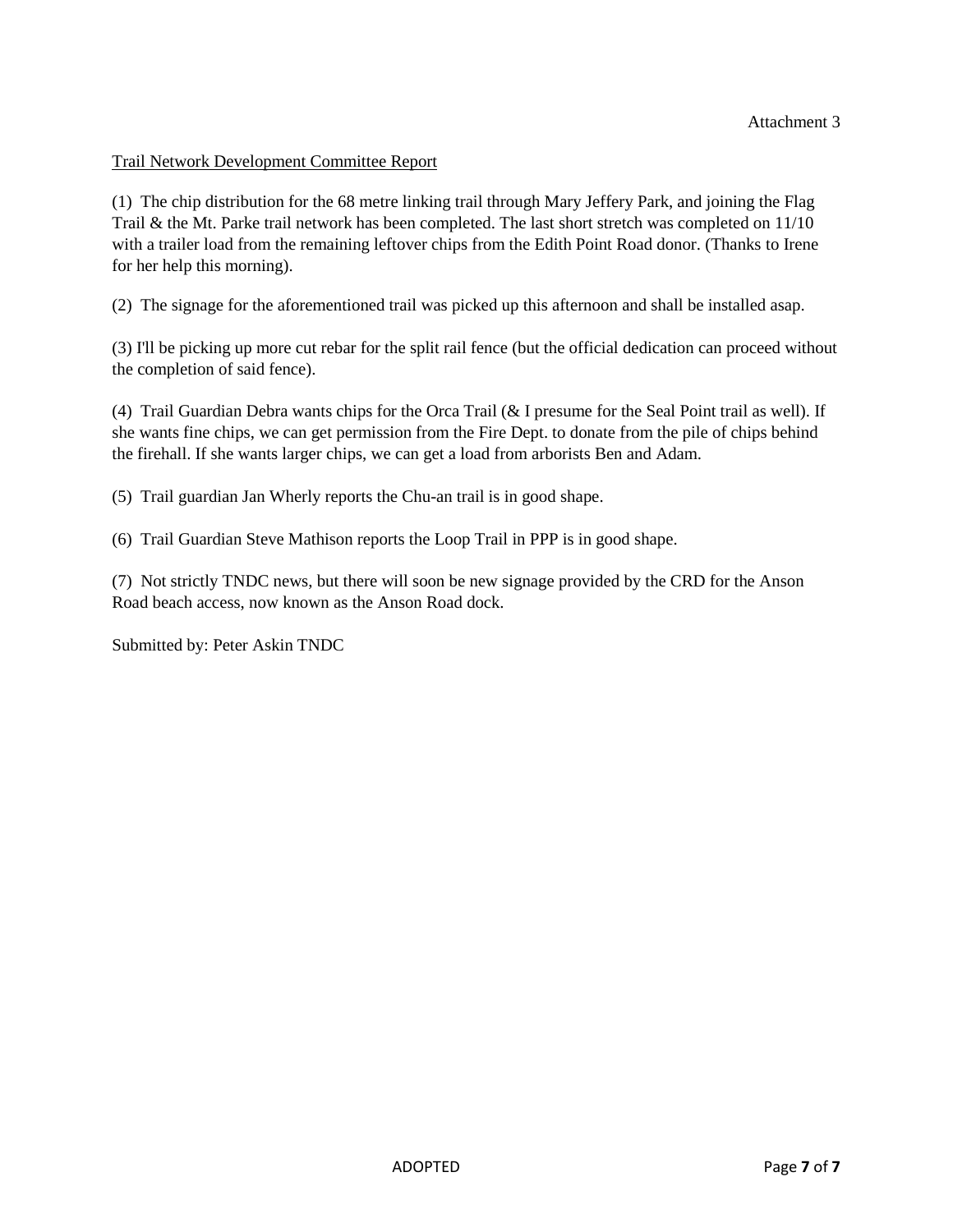Attachment 3

Trail Network Development Committee Report

(1) The chip distribution for the 68 metre linking trail through Mary Jeffery Park, and joining the Flag Trail & the Mt. Parke trail network has been completed. The last short stretch was completed on 11/10 with a trailer load from the remaining leftover chips from the Edith Point Road donor. (Thanks to Irene for her help this morning).

(2) The signage for the aforementioned trail was picked up this afternoon and shall be installed asap.

(3) I'll be picking up more cut rebar for the split rail fence (but the official dedication can proceed without the completion of said fence).

(4) Trail Guardian Debra wants chips for the Orca Trail (& I presume for the Seal Point trail as well). If she wants fine chips, we can get permission from the Fire Dept. to donate from the pile of chips behind the firehall. If she wants larger chips, we can get a load from arborists Ben and Adam.

(5) Trail guardian Jan Wherly reports the Chu-an trail is in good shape.

(6) Trail Guardian Steve Mathison reports the Loop Trail in PPP is in good shape.

(7) Not strictly TNDC news, but there will soon be new signage provided by the CRD for the Anson Road beach access, now known as the Anson Road dock.

Submitted by: Peter Askin TNDC

ADOPTED